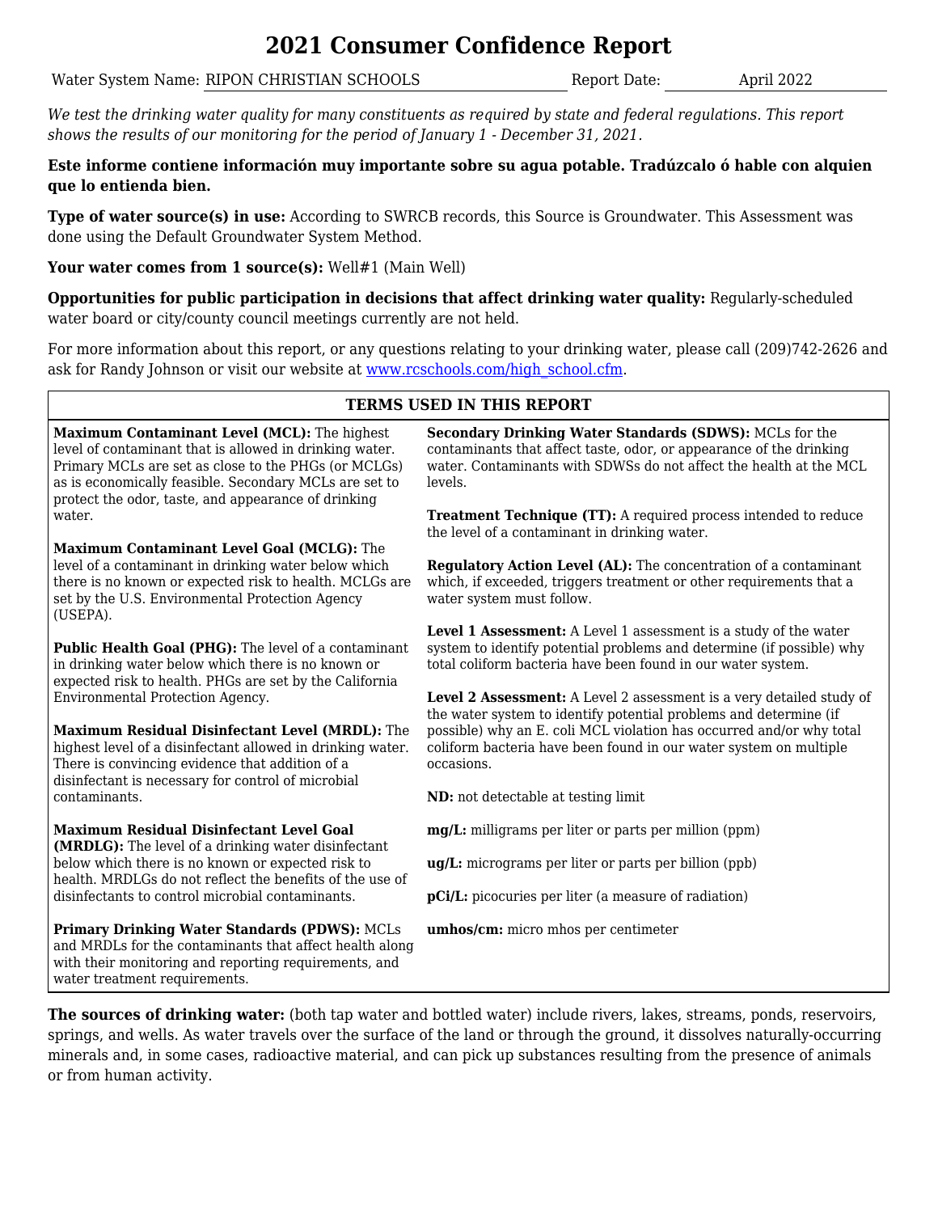# 2021 Consumer Confidence Report

Water System Name: RIPON CHRISTIAN SCHOOLS Report Date: April 2022

*We test the drinking water quality for many constituents as required by state and federal regulations. This report shows the results of our monitoring for the period of January 1 - December 31, 2021.*

**Este informe contiene información muy importante sobre su agua potable. Tradúzcalo ó hable con alquien que lo entienda bien.**

**Type of water source(s) in use:** According to SWRCB records, this Source is Groundwater. This Assessment was done using the Default Groundwater System Method.

**Your water comes from 1 source(s):** Well#1 (Main Well)

**Opportunities for public participation in decisions that affect drinking water quality:** Regularly-scheduled water board or city/county council meetings currently are not held.

For more information about this report, or any questions relating to your drinking water, please call (209)742-2626 and ask for Randy Johnson or visit our website at [www.rcschools.com/high_school.cfm](www.rcschools.com/high_school.cfm).

## TERMS USED IN THIS REPORT

**Maximum Contaminant Level (MCL):** The highest level of contaminant that is allowed in drinking water. Primary MCLs are set as close to the PHGs (or MCLGs) as is economically feasible. Secondary MCLs are set to protect the odor, taste, and appearance of drinking water.

**Maximum Contaminant Level Goal (MCLG):** The level of a contaminant in drinking water below which there is no known or expected risk to health. MCLGs are set by the U.S. Environmental Protection Agency (USEPA).

**Public Health Goal (PHG):** The level of a contaminant in drinking water below which there is no known or expected risk to health. PHGs are set by the California Environmental Protection Agency.

**Maximum Residual Disinfectant Level (MRDL):** The highest level of a disinfectant allowed in drinking water. There is convincing evidence that addition of a disinfectant is necessary for control of microbial contaminants.

**Maximum Residual Disinfectant Level Goal (MRDLG):** The level of a drinking water disinfectant below which there is no known or expected risk to health. MRDLGs do not reflect the benefits of the use of disinfectants to control microbial contaminants.

**Primary Drinking Water Standards (PDWS):** MCLs and MRDLs for the contaminants that affect health along with their monitoring and reporting requirements, and water treatment requirements.

**Secondary Drinking Water Standards (SDWS):** MCLs for the contaminants that affect taste, odor, or appearance of the drinking water. Contaminants with SDWSs do not affect the health at the MCL levels.

**Treatment Technique (TT):** A required process intended to reduce the level of a contaminant in drinking water.

**Regulatory Action Level (AL):** The concentration of a contaminant which, if exceeded, triggers treatment or other requirements that a water system must follow.

**Level 1 Assessment:** A Level 1 assessment is a study of the water system to identify potential problems and determine (if possible) why total coliform bacteria have been found in our water system.

**Level 2 Assessment:** A Level 2 assessment is a very detailed study of the water system to identify potential problems and determine (if possible) why an E. coli MCL violation has occurred and/or why total coliform bacteria have been found in our water system on multiple occasions.

**ND:** not detectable at testing limit

**mg/L:** milligrams per liter or parts per million (ppm)

**ug/L:** micrograms per liter or parts per billion (ppb)

**pCi/L:** picocuries per liter (a measure of radiation)

**umhos/cm:** micro mhos per centimeter

**The sources of drinking water:** (both tap water and bottled water) include rivers, lakes, streams, ponds, reservoirs, springs, and wells. As water travels over the surface of the land or through the ground, it dissolves naturally-occurring minerals and, in some cases, radioactive material, and can pick up substances resulting from the presence of animals or from human activity.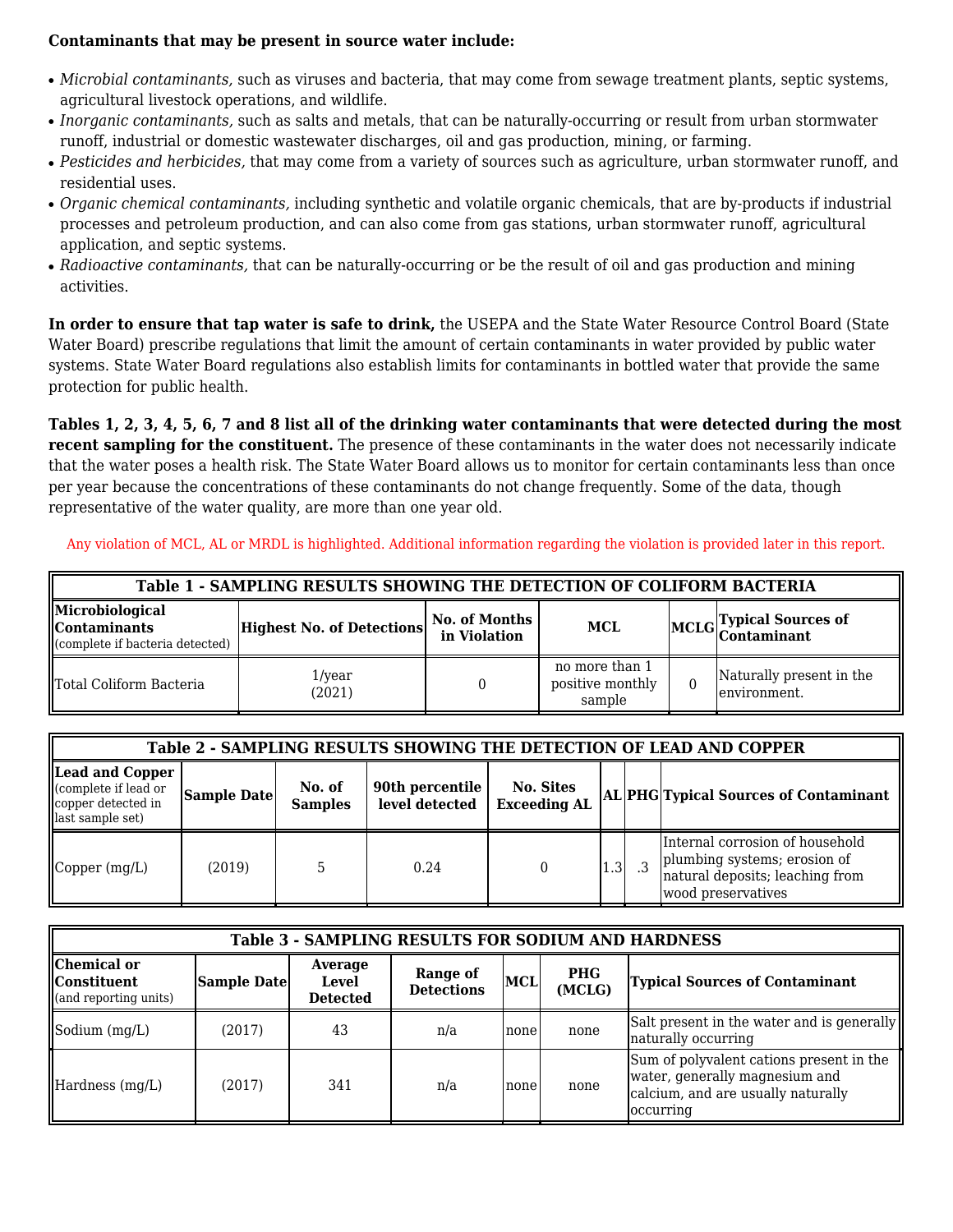**Contains that may be present in source water include:**

- *Microbial contaminants,* such as viruses and bacteria, that may come from sewage treatment plants, septic systems, agricultural livestock operations, and wildlife.
- *Inorganic contaminants,* such as salts and metals, that can be naturally-occurring or result from urban stormwater runoff, industrial or domestic wastewater discharges, oil and gas production, mining, or farming.
- *Pesticides and herbicides,* that may come from a variety of sources such as agriculture, urban stormwater runoff, and residential uses.
- *Organic chemical contaminants,* including synthetic and volatile organic chemicals, that are by-products if industrial processes and petroleum production, and can also come from gas stations, urban stormwater runoff, agricultural application, and septic systems.
- *Radioactive contaminants,* that can be naturally-occurring or be the result of oil and gas production and mining activities.

**In order to ensure that tap water is safe to drink,** the USEPA and the State Water Resource Control Board (State Water Board) prescribe regulations that limit the amount of certain contaminants in water provided by public water systems. State Water Board regulations also establish limits for contaminants in bottled water that provide the same protection for public health.

**Tables 1, 2, 3, 4, 5, 6, 7 and 8 list all of the drinking water contaminants that were detected during the most recent sampling for the constituent.** The presence of these contaminants in the water does not necessarily indicate that the water poses a health risk. The State Water Board allows us to monitor for certain contaminants less than once per year because the concentrations of these contaminants do not change frequently. Some of the data, though representative of the water quality, are more than one year old.

Any violation of MCL, AL or MRDL is highlighted. Additional information regarding the violation is provided later in this report.

| **Table 1 - SAMPLING RESULTS SHOWING THE DETECTION OF COLIFORM BACTERIA** | | | | | |
|---|---|---|---|---|---|
| **Microbiological Contaminants** (complete if bacteria detected) | **Highest No. of Detections** | **No. of Months in Violation** | **MCL** | **MCLG** | **Typical Sources of Contaminant** |
| Total Coliform Bacteria | 1/year (2021) | 0 | no more than 1 positive monthly sample | 0 | Naturally present in the environment. |

| **Table 2 - SAMPLING RESULTS SHOWING THE DETECTION OF LEAD AND COPPER** | | | | | | | |
|---|---|---|---|---|---|---|---|
| **Lead and Copper** (complete if lead or copper detected in last sample set) | **Sample Date** | **No. of Samples** | **90th percentile level detected** | **No. Sites Exceeding AL** | **AL** | **PHG** | **Typical Sources of Contaminant** |
| Copper (mg/L) | (2019) | 5 | 0.24 | 0 | 1.3 | .3 | Internal corrosion of household plumbing systems; erosion of natural deposits; leaching from wood preservatives |

| **Table 3 - SAMPLING RESULTS FOR SODIUM AND HARDNESS** | | | | | | |
|---|---|---|---|---|---|---|
| **Chemical or Constituent** (and reporting units) | **Sample Date** | **Average Level Detected** | **Range of Detections** | **MCL** | **PHG (MCLG)** | **Typical Sources of Contaminant** |
| Sodium (mg/L) | (2017) | 43 | n/a | none | none | Salt present in the water and is generally naturally occurring |
| Hardness (mg/L) | (2017) | 341 | n/a | none | none | Sum of polyvalent cations present in the water, generally magnesium and calcium, and are usually naturally occurring |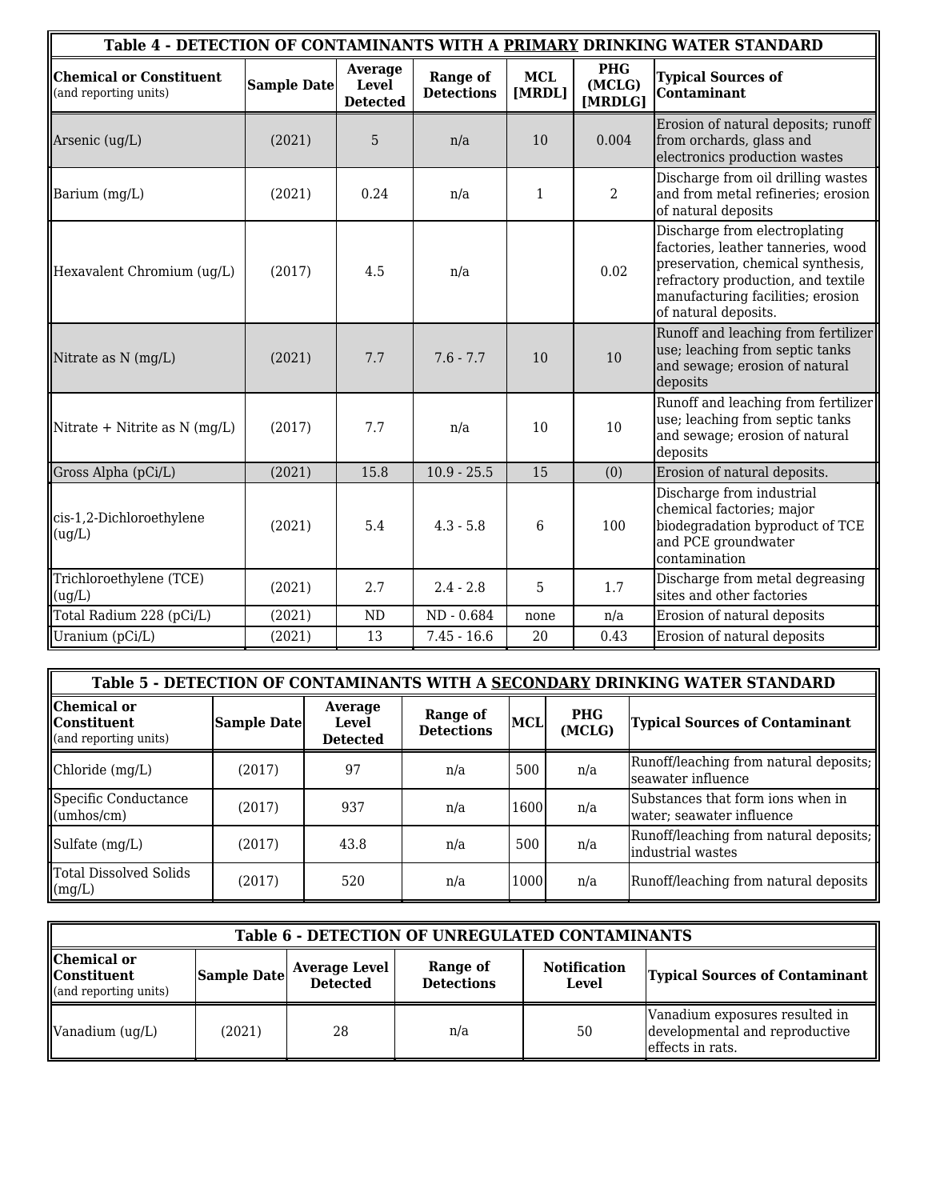| Table 4 - DETECTION OF CONTAMINANTS WITH A PRIMARY DRINKING WATER STANDARD | | | | | | |
|---|---|---|---|---|---|---|
| **Chemical or Constituent** (and reporting units) | **Sample Date** | **Average Level Detected** | **Range of Detections** | **MCL [MRDL]** | **PHG (MCLG) [MRDLG]** | **Typical Sources of Contaminant** |
| Arsenic (ug/L) | (2021) | 5 | n/a | 10 | 0.004 | Erosion of natural deposits; runoff from orchards, glass and electronics production wastes |
| Barium (mg/L) | (2021) | 0.24 | n/a | 1 | 2 | Discharge from oil drilling wastes and from metal refineries; erosion of natural deposits |
| Hexavalent Chromium (ug/L) | (2017) | 4.5 | n/a | | 0.02 | Discharge from electroplating factories, leather tanneries, wood preservation, chemical synthesis, refractory production, and textile manufacturing facilities; erosion of natural deposits. |
| Nitrate as N (mg/L) | (2021) | 7.7 | 7.6 - 7.7 | 10 | 10 | Runoff and leaching from fertilizer use; leaching from septic tanks and sewage; erosion of natural deposits |
| Nitrate + Nitrite as N (mg/L) | (2017) | 7.7 | n/a | 10 | 10 | Runoff and leaching from fertilizer use; leaching from septic tanks and sewage; erosion of natural deposits |
| Gross Alpha (pCi/L) | (2021) | 15.8 | 10.9 - 25.5 | 15 | (0) | Erosion of natural deposits. |
| cis-1,2-Dichloroethylene (ug/L) | (2021) | 5.4 | 4.3 - 5.8 | 6 | 100 | Discharge from industrial chemical factories; major biodegradation byproduct of TCE and PCE groundwater contamination |
| Trichloroethylene (TCE) (ug/L) | (2021) | 2.7 | 2.4 - 2.8 | 5 | 1.7 | Discharge from metal degreasing sites and other factories |
| Total Radium 228 (pCi/L) | (2021) | ND | ND - 0.684 | none | n/a | Erosion of natural deposits |
| Uranium (pCi/L) | (2021) | 13 | 7.45 - 16.6 | 20 | 0.43 | Erosion of natural deposits |

| Table 5 - DETECTION OF CONTAMINANTS WITH A SECONDARY DRINKING WATER STANDARD | | | | | | |
|---|---|---|---|---|---|---|
| **Chemical or Constituent** (and reporting units) | **Sample Date** | **Average Level Detected** | **Range of Detections** | **MCL** | **PHG (MCLG)** | **Typical Sources of Contaminant** |
| Chloride (mg/L) | (2017) | 97 | n/a | 500 | n/a | Runoff/leaching from natural deposits; seawater influence |
| Specific Conductance (umhos/cm) | (2017) | 937 | n/a | 1600 | n/a | Substances that form ions when in water; seawater influence |
| Sulfate (mg/L) | (2017) | 43.8 | n/a | 500 | n/a | Runoff/leaching from natural deposits; industrial wastes |
| Total Dissolved Solids (mg/L) | (2017) | 520 | n/a | 1000 | n/a | Runoff/leaching from natural deposits |

| Table 6 - DETECTION OF UNREGULATED CONTAMINANTS | | | | | |
|---|---|---|---|---|---|
| **Chemical or Constituent** (and reporting units) | **Sample Date** | **Average Level Detected** | **Range of Detections** | **Notification Level** | **Typical Sources of Contaminant** |
| Vanadium (ug/L) | (2021) | 28 | n/a | 50 | Vanadium exposures resulted in developmental and reproductive effects in rats. |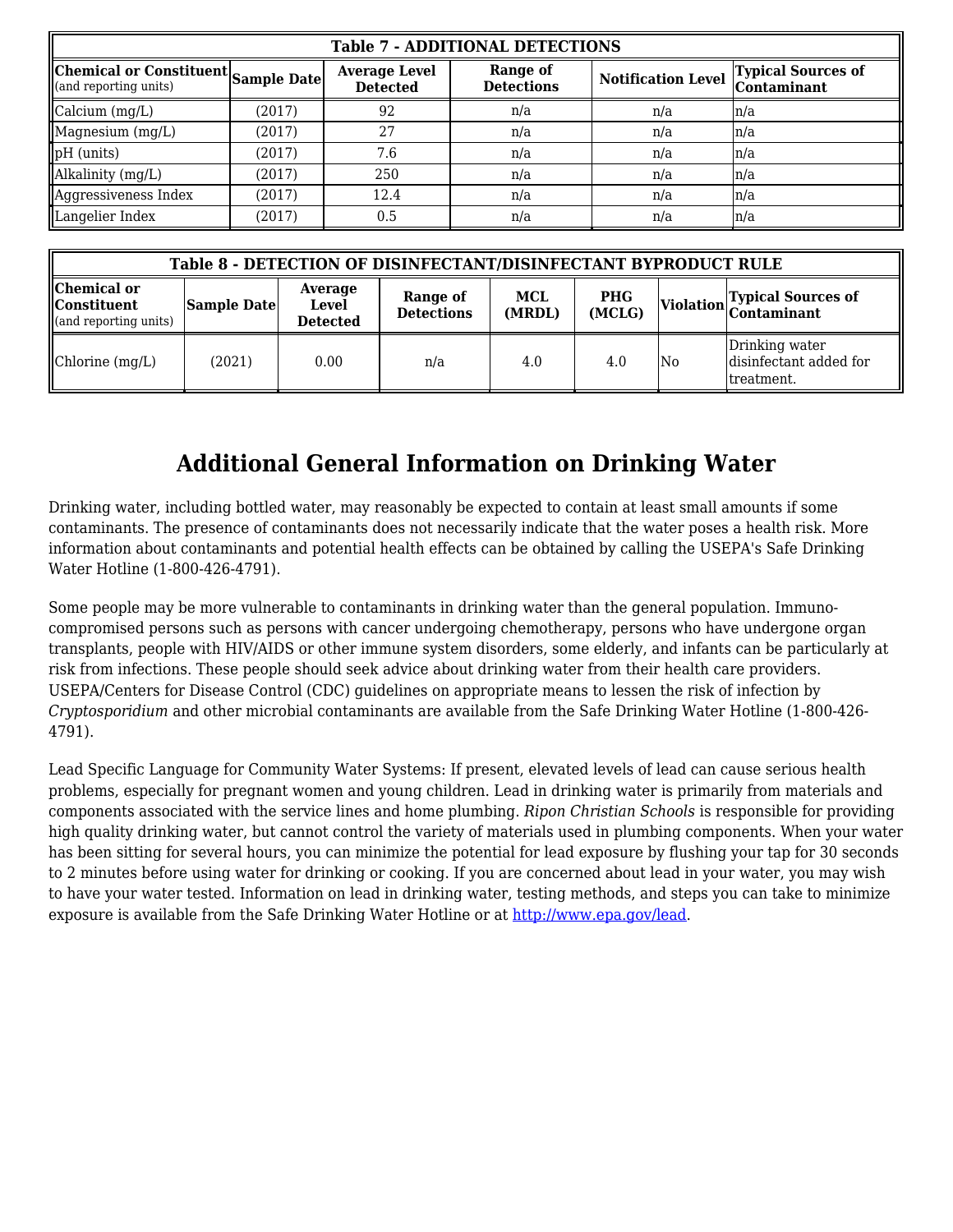| Table 7 - ADDITIONAL DETECTIONS | | | | | |
|---|---|---|---|---|---|
| **Chemical or Constituent** (and reporting units) | **Sample Date** | **Average Level Detected** | **Range of Detections** | **Notification Level** | **Typical Sources of Contaminant** |
| Calcium (mg/L) | (2017) | 92 | n/a | n/a | n/a |
| Magnesium (mg/L) | (2017) | 27 | n/a | n/a | n/a |
| pH (units) | (2017) | 7.6 | n/a | n/a | n/a |
| Alkalinity (mg/L) | (2017) | 250 | n/a | n/a | n/a |
| Aggressiveness Index | (2017) | 12.4 | n/a | n/a | n/a |
| Langelier Index | (2017) | 0.5 | n/a | n/a | n/a |

| Table 8 - DETECTION OF DISINFECTANT/DISINFECTANT BYPRODUCT RULE | | | | | | | |
|---|---|---|---|---|---|---|---|
| **Chemical or Constituent** (and reporting units) | **Sample Date** | **Average Level Detected** | **Range of Detections** | **MCL (MRDL)** | **PHG (MCLG)** | **Violation** | **Typical Sources of Contaminant** |
| Chlorine (mg/L) | (2021) | 0.00 | n/a | 4.0 | 4.0 | No | Drinking water disinfectant added for treatment. |

# Additional General Information on Drinking Water

Drinking water, including bottled water, may reasonably be expected to contain at least small amounts if some contaminants. The presence of contaminants does not necessarily indicate that the water poses a health risk. More information about contaminants and potential health effects can be obtained by calling the USEPA's Safe Drinking Water Hotline (1-800-426-4791).

Some people may be more vulnerable to contaminants in drinking water than the general population. Immuno-compromised persons such as persons with cancer undergoing chemotherapy, persons who have undergone organ transplants, people with HIV/AIDS or other immune system disorders, some elderly, and infants can be particularly at risk from infections. These people should seek advice about drinking water from their health care providers. USEPA/Centers for Disease Control (CDC) guidelines on appropriate means to lessen the risk of infection by *Cryptosporidium* and other microbial contaminants are available from the Safe Drinking Water Hotline (1-800-426-4791).

Lead Specific Language for Community Water Systems: If present, elevated levels of lead can cause serious health problems, especially for pregnant women and young children. Lead in drinking water is primarily from materials and components associated with the service lines and home plumbing. *Ripon Christian Schools* is responsible for providing high quality drinking water, but cannot control the variety of materials used in plumbing components. When your water has been sitting for several hours, you can minimize the potential for lead exposure by flushing your tap for 30 seconds to 2 minutes before using water for drinking or cooking. If you are concerned about lead in your water, you may wish to have your water tested. Information on lead in drinking water, testing methods, and steps you can take to minimize exposure is available from the Safe Drinking Water Hotline or at [http://www.epa.gov/lead](http://www.epa.gov/lead).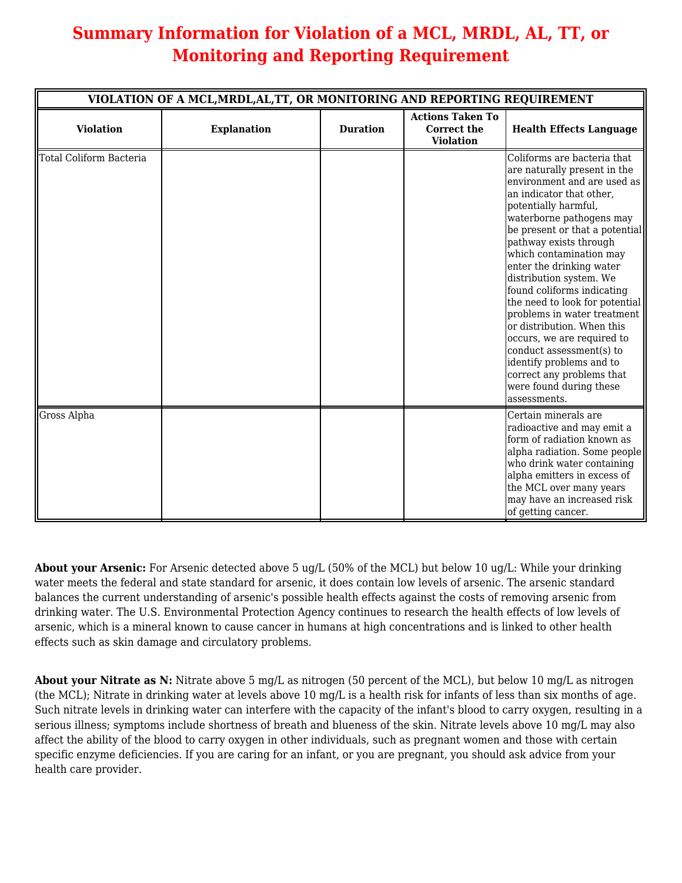# Summary Information for Violation of a MCL, MRDL, AL, TT, or Monitoring and Reporting Requirement

| VIOLATION OF A MCL,MRDL,AL,TT, OR MONITORING AND REPORTING REQUIREMENT | | | | |
|---|---|---|---|---|
| **Violation** | **Explanation** | **Duration** | **Actions Taken To Correct the Violation** | **Health Effects Language** |
| Total Coliform Bacteria | | | | Coliforms are bacteria that are naturally present in the environment and are used as an indicator that other, potentially harmful, waterborne pathogens may be present or that a potential pathway exists through which contamination may enter the drinking water distribution system. We found coliforms indicating the need to look for potential problems in water treatment or distribution. When this occurs, we are required to conduct assessment(s) to identify problems and to correct any problems that were found during these assessments. |
| Gross Alpha | | | | Certain minerals are radioactive and may emit a form of radiation known as alpha radiation. Some people who drink water containing alpha emitters in excess of the MCL over many years may have an increased risk of getting cancer. |

**About your Arsenic:** For Arsenic detected above 5 ug/L (50% of the MCL) but below 10 ug/L: While your drinking water meets the federal and state standard for arsenic, it does contain low levels of arsenic. The arsenic standard balances the current understanding of arsenic's possible health effects against the costs of removing arsenic from drinking water. The U.S. Environmental Protection Agency continues to research the health effects of low levels of arsenic, which is a mineral known to cause cancer in humans at high concentrations and is linked to other health effects such as skin damage and circulatory problems.

**About your Nitrate as N:** Nitrate above 5 mg/L as nitrogen (50 percent of the MCL), but below 10 mg/L as nitrogen (the MCL); Nitrate in drinking water at levels above 10 mg/L is a health risk for infants of less than six months of age. Such nitrate levels in drinking water can interfere with the capacity of the infant's blood to carry oxygen, resulting in a serious illness; symptoms include shortness of breath and blueness of the skin. Nitrate levels above 10 mg/L may also affect the ability of the blood to carry oxygen in other individuals, such as pregnant women and those with certain specific enzyme deficiencies. If you are caring for an infant, or you are pregnant, you should ask advice from your health care provider.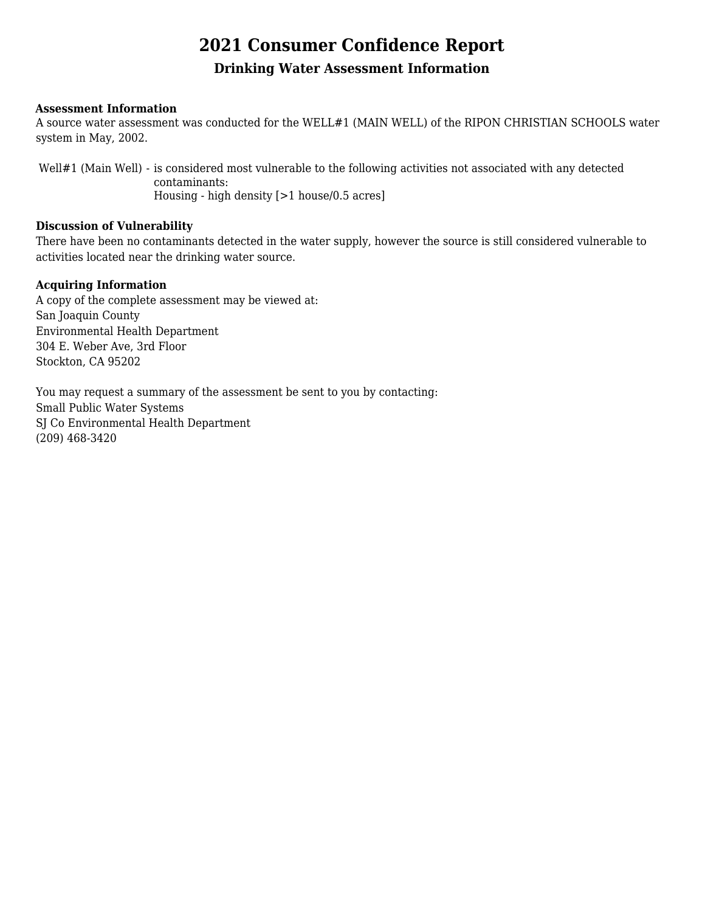# 2021 Consumer Confidence Report

## Drinking Water Assessment Information

**Assessment Information**

A source water assessment was conducted for the WELL#1 (MAIN WELL) of the RIPON CHRISTIAN SCHOOLS water system in May, 2002.

Well#1 (Main Well) - is considered most vulnerable to the following activities not associated with any detected contaminants:
Housing - high density [>1 house/0.5 acres]

**Discussion of Vulnerability**

There have been no contaminants detected in the water supply, however the source is still considered vulnerable to activities located near the drinking water source.

**Acquiring Information**

A copy of the complete assessment may be viewed at:
San Joaquin County
Environmental Health Department
304 E. Weber Ave, 3rd Floor
Stockton, CA 95202

You may request a summary of the assessment be sent to you by contacting:
Small Public Water Systems
SJ Co Environmental Health Department
(209) 468-3420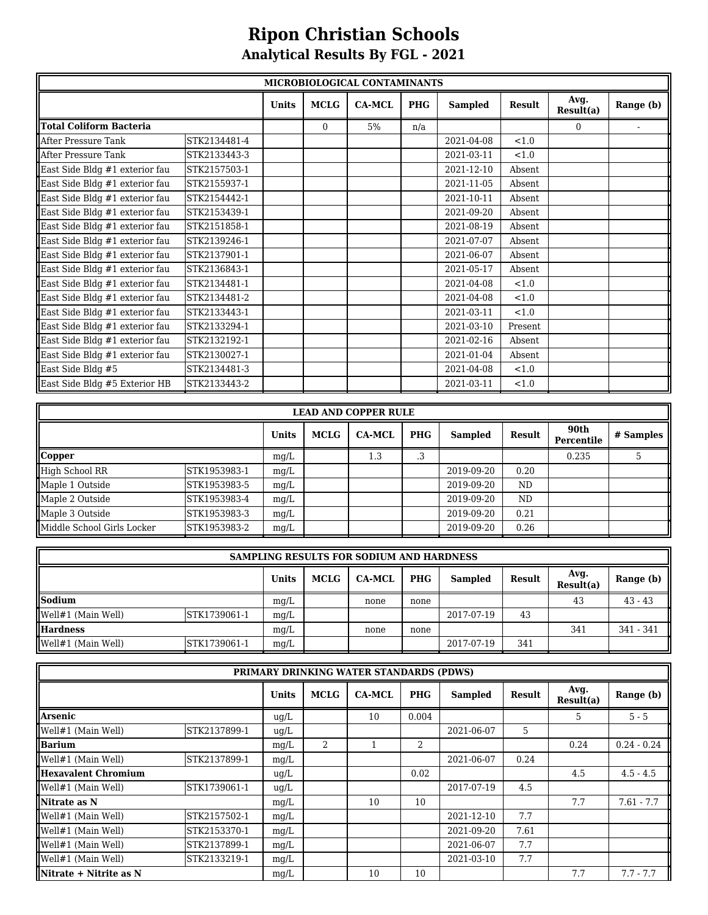# Ripon Christian Schools

## Analytical Results By FGL - 2021

| MICROBIOLOGICAL CONTAMINANTS | | | | | | | | | |
|---|---|---|---|---|---|---|---|---|---|
| | | Units | MCLG | CA-MCL | PHG | Sampled | Result | Avg. Result(a) | Range (b) |
| **Total Coliform Bacteria** | | | 0 | 5% | n/a | | | 0 | - |
| After Pressure Tank | STK2134481-4 | | | | | 2021-04-08 | <1.0 | | |
| After Pressure Tank | STK2133443-3 | | | | | 2021-03-11 | <1.0 | | |
| East Side Bldg #1 exterior fau | STK2157503-1 | | | | | 2021-12-10 | Absent | | |
| East Side Bldg #1 exterior fau | STK2155937-1 | | | | | 2021-11-05 | Absent | | |
| East Side Bldg #1 exterior fau | STK2154442-1 | | | | | 2021-10-11 | Absent | | |
| East Side Bldg #1 exterior fau | STK2153439-1 | | | | | 2021-09-20 | Absent | | |
| East Side Bldg #1 exterior fau | STK2151858-1 | | | | | 2021-08-19 | Absent | | |
| East Side Bldg #1 exterior fau | STK2139246-1 | | | | | 2021-07-07 | Absent | | |
| East Side Bldg #1 exterior fau | STK2137901-1 | | | | | 2021-06-07 | Absent | | |
| East Side Bldg #1 exterior fau | STK2136843-1 | | | | | 2021-05-17 | Absent | | |
| East Side Bldg #1 exterior fau | STK2134481-1 | | | | | 2021-04-08 | <1.0 | | |
| East Side Bldg #1 exterior fau | STK2134481-2 | | | | | 2021-04-08 | <1.0 | | |
| East Side Bldg #1 exterior fau | STK2133443-1 | | | | | 2021-03-11 | <1.0 | | |
| East Side Bldg #1 exterior fau | STK2133294-1 | | | | | 2021-03-10 | Present | | |
| East Side Bldg #1 exterior fau | STK2132192-1 | | | | | 2021-02-16 | Absent | | |
| East Side Bldg #1 exterior fau | STK2130027-1 | | | | | 2021-01-04 | Absent | | |
| East Side Bldg #5 | STK2134481-3 | | | | | 2021-04-08 | <1.0 | | |
| East Side Bldg #5 Exterior HB | STK2133443-2 | | | | | 2021-03-11 | <1.0 | | |

| LEAD AND COPPER RULE | | | | | | | | | |
|---|---|---|---|---|---|---|---|---|---|
| | | Units | MCLG | CA-MCL | PHG | Sampled | Result | 90th Percentile | # Samples |
| **Copper** | | mg/L | | 1.3 | .3 | | | 0.235 | 5 |
| High School RR | STK1953983-1 | mg/L | | | | 2019-09-20 | 0.20 | | |
| Maple 1 Outside | STK1953983-5 | mg/L | | | | 2019-09-20 | ND | | |
| Maple 2 Outside | STK1953983-4 | mg/L | | | | 2019-09-20 | ND | | |
| Maple 3 Outside | STK1953983-3 | mg/L | | | | 2019-09-20 | 0.21 | | |
| Middle School Girls Locker | STK1953983-2 | mg/L | | | | 2019-09-20 | 0.26 | | |

| SAMPLING RESULTS FOR SODIUM AND HARDNESS | | | | | | | | | |
|---|---|---|---|---|---|---|---|---|---|
| | | Units | MCLG | CA-MCL | PHG | Sampled | Result | Avg. Result(a) | Range (b) |
| **Sodium** | | mg/L | | none | none | | | 43 | 43 - 43 |
| Well#1 (Main Well) | STK1739061-1 | mg/L | | | | 2017-07-19 | 43 | | |
| **Hardness** | | mg/L | | none | none | | | 341 | 341 - 341 |
| Well#1 (Main Well) | STK1739061-1 | mg/L | | | | 2017-07-19 | 341 | | |

| PRIMARY DRINKING WATER STANDARDS (PDWS) | | | | | | | | | |
|---|---|---|---|---|---|---|---|---|---|
| | | Units | MCLG | CA-MCL | PHG | Sampled | Result | Avg. Result(a) | Range (b) |
| **Arsenic** | | ug/L | | 10 | 0.004 | | | 5 | 5 - 5 |
| Well#1 (Main Well) | STK2137899-1 | ug/L | | | | 2021-06-07 | 5 | | |
| **Barium** | | mg/L | 2 | 1 | 2 | | | 0.24 | 0.24 - 0.24 |
| Well#1 (Main Well) | STK2137899-1 | mg/L | | | | 2021-06-07 | 0.24 | | |
| **Hexavalent Chromium** | | ug/L | | | 0.02 | | | 4.5 | 4.5 - 4.5 |
| Well#1 (Main Well) | STK1739061-1 | ug/L | | | | 2017-07-19 | 4.5 | | |
| **Nitrate as N** | | mg/L | | 10 | 10 | | | 7.7 | 7.61 - 7.7 |
| Well#1 (Main Well) | STK2157502-1 | mg/L | | | | 2021-12-10 | 7.7 | | |
| Well#1 (Main Well) | STK2153370-1 | mg/L | | | | 2021-09-20 | 7.61 | | |
| Well#1 (Main Well) | STK2137899-1 | mg/L | | | | 2021-06-07 | 7.7 | | |
| Well#1 (Main Well) | STK2133219-1 | mg/L | | | | 2021-03-10 | 7.7 | | |
| **Nitrate + Nitrite as N** | | mg/L | | 10 | 10 | | | 7.7 | 7.7 - 7.7 |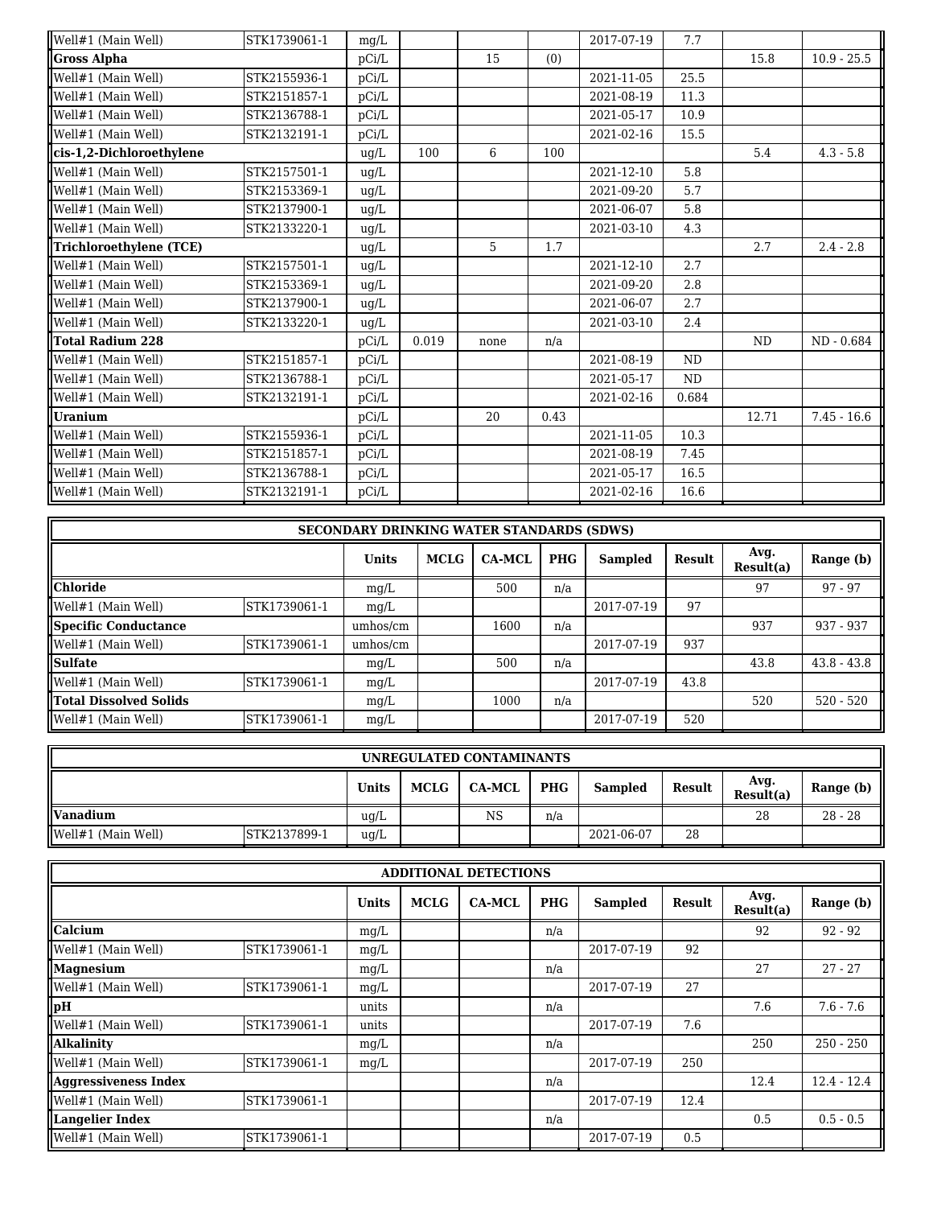| | | Units | MCLG | CA-MCL | PHG | Sampled | Result | Avg. Result(a) | Range (b) |
|---|---|---|---|---|---|---|---|---|---|
| Well#1 (Main Well) | STK1739061-1 | mg/L | | | | 2017-07-19 | 7.7 | | |
| **Gross Alpha** | | pCi/L | | 15 | (0) | | | 15.8 | 10.9 - 25.5 |
| Well#1 (Main Well) | STK2155936-1 | pCi/L | | | | 2021-11-05 | 25.5 | | |
| Well#1 (Main Well) | STK2151857-1 | pCi/L | | | | 2021-08-19 | 11.3 | | |
| Well#1 (Main Well) | STK2136788-1 | pCi/L | | | | 2021-05-17 | 10.9 | | |
| Well#1 (Main Well) | STK2132191-1 | pCi/L | | | | 2021-02-16 | 15.5 | | |
| **cis-1,2-Dichloroethylene** | | ug/L | 100 | 6 | 100 | | | 5.4 | 4.3 - 5.8 |
| Well#1 (Main Well) | STK2157501-1 | ug/L | | | | 2021-12-10 | 5.8 | | |
| Well#1 (Main Well) | STK2153369-1 | ug/L | | | | 2021-09-20 | 5.7 | | |
| Well#1 (Main Well) | STK2137900-1 | ug/L | | | | 2021-06-07 | 5.8 | | |
| Well#1 (Main Well) | STK2133220-1 | ug/L | | | | 2021-03-10 | 4.3 | | |
| **Trichloroethylene (TCE)** | | ug/L | | 5 | 1.7 | | | 2.7 | 2.4 - 2.8 |
| Well#1 (Main Well) | STK2157501-1 | ug/L | | | | 2021-12-10 | 2.7 | | |
| Well#1 (Main Well) | STK2153369-1 | ug/L | | | | 2021-09-20 | 2.8 | | |
| Well#1 (Main Well) | STK2137900-1 | ug/L | | | | 2021-06-07 | 2.7 | | |
| Well#1 (Main Well) | STK2133220-1 | ug/L | | | | 2021-03-10 | 2.4 | | |
| **Total Radium 228** | | pCi/L | 0.019 | none | n/a | | | ND | ND - 0.684 |
| Well#1 (Main Well) | STK2151857-1 | pCi/L | | | | 2021-08-19 | ND | | |
| Well#1 (Main Well) | STK2136788-1 | pCi/L | | | | 2021-05-17 | ND | | |
| Well#1 (Main Well) | STK2132191-1 | pCi/L | | | | 2021-02-16 | 0.684 | | |
| **Uranium** | | pCi/L | | 20 | 0.43 | | | 12.71 | 7.45 - 16.6 |
| Well#1 (Main Well) | STK2155936-1 | pCi/L | | | | 2021-11-05 | 10.3 | | |
| Well#1 (Main Well) | STK2151857-1 | pCi/L | | | | 2021-08-19 | 7.45 | | |
| Well#1 (Main Well) | STK2136788-1 | pCi/L | | | | 2021-05-17 | 16.5 | | |
| Well#1 (Main Well) | STK2132191-1 | pCi/L | | | | 2021-02-16 | 16.6 | | |

**SECONDARY DRINKING WATER STANDARDS (SDWS)**

| | | Units | MCLG | CA-MCL | PHG | Sampled | Result | Avg. Result(a) | Range (b) |
|---|---|---|---|---|---|---|---|---|---|
| **Chloride** | | mg/L | | 500 | n/a | | | 97 | 97 - 97 |
| Well#1 (Main Well) | STK1739061-1 | mg/L | | | | 2017-07-19 | 97 | | |
| **Specific Conductance** | | umhos/cm | | 1600 | n/a | | | 937 | 937 - 937 |
| Well#1 (Main Well) | STK1739061-1 | umhos/cm | | | | 2017-07-19 | 937 | | |
| **Sulfate** | | mg/L | | 500 | n/a | | | 43.8 | 43.8 - 43.8 |
| Well#1 (Main Well) | STK1739061-1 | mg/L | | | | 2017-07-19 | 43.8 | | |
| **Total Dissolved Solids** | | mg/L | | 1000 | n/a | | | 520 | 520 - 520 |
| Well#1 (Main Well) | STK1739061-1 | mg/L | | | | 2017-07-19 | 520 | | |

**UNREGULATED CONTAMINANTS**

| | | Units | MCLG | CA-MCL | PHG | Sampled | Result | Avg. Result(a) | Range (b) |
|---|---|---|---|---|---|---|---|---|---|
| **Vanadium** | | ug/L | | NS | n/a | | | 28 | 28 - 28 |
| Well#1 (Main Well) | STK2137899-1 | ug/L | | | | 2021-06-07 | 28 | | |

**ADDITIONAL DETECTIONS**

| | | Units | MCLG | CA-MCL | PHG | Sampled | Result | Avg. Result(a) | Range (b) |
|---|---|---|---|---|---|---|---|---|---|
| **Calcium** | | mg/L | | | n/a | | | 92 | 92 - 92 |
| Well#1 (Main Well) | STK1739061-1 | mg/L | | | | 2017-07-19 | 92 | | |
| **Magnesium** | | mg/L | | | n/a | | | 27 | 27 - 27 |
| Well#1 (Main Well) | STK1739061-1 | mg/L | | | | 2017-07-19 | 27 | | |
| **pH** | | units | | | n/a | | | 7.6 | 7.6 - 7.6 |
| Well#1 (Main Well) | STK1739061-1 | units | | | | 2017-07-19 | 7.6 | | |
| **Alkalinity** | | mg/L | | | n/a | | | 250 | 250 - 250 |
| Well#1 (Main Well) | STK1739061-1 | mg/L | | | | 2017-07-19 | 250 | | |
| **Aggressiveness Index** | | | | | n/a | | | 12.4 | 12.4 - 12.4 |
| Well#1 (Main Well) | STK1739061-1 | | | | | 2017-07-19 | 12.4 | | |
| **Langelier Index** | | | | | n/a | | | 0.5 | 0.5 - 0.5 |
| Well#1 (Main Well) | STK1739061-1 | | | | | 2017-07-19 | 0.5 | | |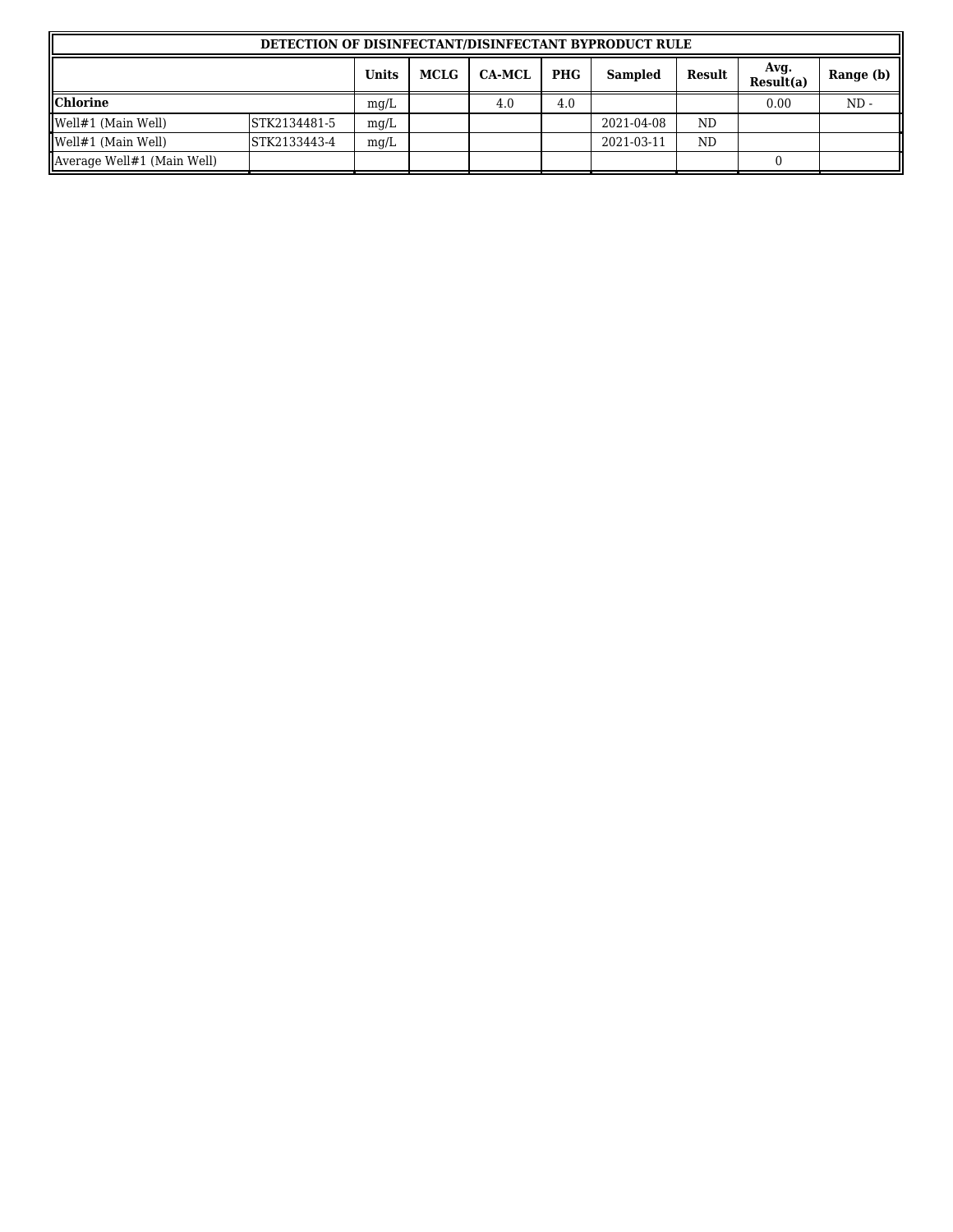| DETECTION OF DISINFECTANT/DISINFECTANT BYPRODUCT RULE | | | | | | | | | |
|---|---|---|---|---|---|---|---|---|---|
| | | Units | MCLG | CA-MCL | PHG | Sampled | Result | Avg. Result(a) | Range (b) |
| **Chlorine** | | mg/L | | 4.0 | 4.0 | | | 0.00 | ND - |
| Well#1 (Main Well) | STK2134481-5 | mg/L | | | | 2021-04-08 | ND | | |
| Well#1 (Main Well) | STK2133443-4 | mg/L | | | | 2021-03-11 | ND | | |
| Average Well#1 (Main Well) | | | | | | | | 0 | |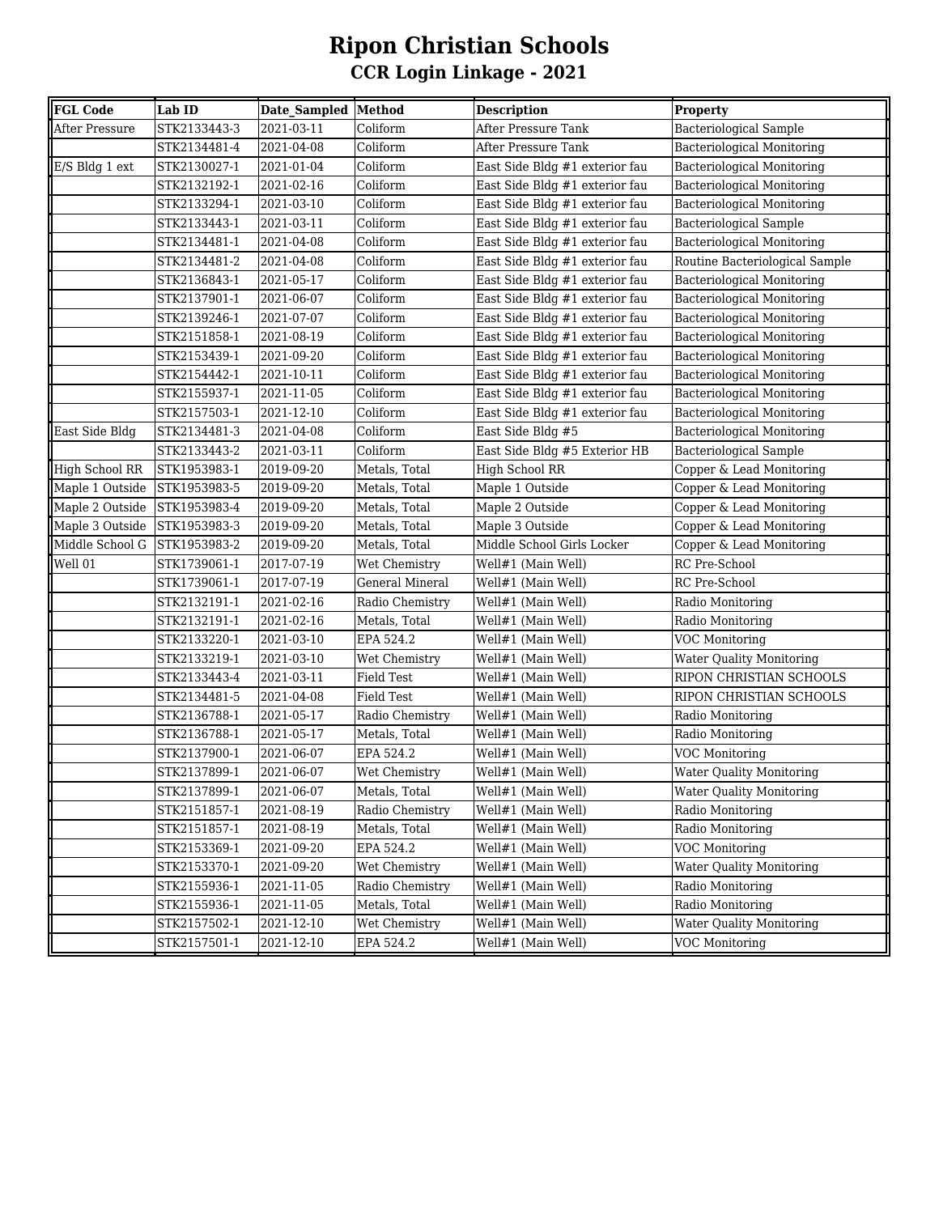# Ripon Christian Schools

## CCR Login Linkage - 2021

| FGL Code | Lab ID | Date_Sampled | Method | Description | Property |
|---|---|---|---|---|---|
| After Pressure | STK2133443-3 | 2021-03-11 | Coliform | After Pressure Tank | Bacteriological Sample |
| | STK2134481-4 | 2021-04-08 | Coliform | After Pressure Tank | Bacteriological Monitoring |
| E/S Bldg 1 ext | STK2130027-1 | 2021-01-04 | Coliform | East Side Bldg #1 exterior fau | Bacteriological Monitoring |
| | STK2132192-1 | 2021-02-16 | Coliform | East Side Bldg #1 exterior fau | Bacteriological Monitoring |
| | STK2133294-1 | 2021-03-10 | Coliform | East Side Bldg #1 exterior fau | Bacteriological Monitoring |
| | STK2133443-1 | 2021-03-11 | Coliform | East Side Bldg #1 exterior fau | Bacteriological Sample |
| | STK2134481-1 | 2021-04-08 | Coliform | East Side Bldg #1 exterior fau | Bacteriological Monitoring |
| | STK2134481-2 | 2021-04-08 | Coliform | East Side Bldg #1 exterior fau | Routine Bacteriological Sample |
| | STK2136843-1 | 2021-05-17 | Coliform | East Side Bldg #1 exterior fau | Bacteriological Monitoring |
| | STK2137901-1 | 2021-06-07 | Coliform | East Side Bldg #1 exterior fau | Bacteriological Monitoring |
| | STK2139246-1 | 2021-07-07 | Coliform | East Side Bldg #1 exterior fau | Bacteriological Monitoring |
| | STK2151858-1 | 2021-08-19 | Coliform | East Side Bldg #1 exterior fau | Bacteriological Monitoring |
| | STK2153439-1 | 2021-09-20 | Coliform | East Side Bldg #1 exterior fau | Bacteriological Monitoring |
| | STK2154442-1 | 2021-10-11 | Coliform | East Side Bldg #1 exterior fau | Bacteriological Monitoring |
| | STK2155937-1 | 2021-11-05 | Coliform | East Side Bldg #1 exterior fau | Bacteriological Monitoring |
| | STK2157503-1 | 2021-12-10 | Coliform | East Side Bldg #1 exterior fau | Bacteriological Monitoring |
| East Side Bldg | STK2134481-3 | 2021-04-08 | Coliform | East Side Bldg #5 | Bacteriological Monitoring |
| | STK2133443-2 | 2021-03-11 | Coliform | East Side Bldg #5 Exterior HB | Bacteriological Sample |
| High School RR | STK1953983-1 | 2019-09-20 | Metals, Total | High School RR | Copper & Lead Monitoring |
| Maple 1 Outside | STK1953983-5 | 2019-09-20 | Metals, Total | Maple 1 Outside | Copper & Lead Monitoring |
| Maple 2 Outside | STK1953983-4 | 2019-09-20 | Metals, Total | Maple 2 Outside | Copper & Lead Monitoring |
| Maple 3 Outside | STK1953983-3 | 2019-09-20 | Metals, Total | Maple 3 Outside | Copper & Lead Monitoring |
| Middle School G | STK1953983-2 | 2019-09-20 | Metals, Total | Middle School Girls Locker | Copper & Lead Monitoring |
| Well 01 | STK1739061-1 | 2017-07-19 | Wet Chemistry | Well#1 (Main Well) | RC Pre-School |
| | STK1739061-1 | 2017-07-19 | General Mineral | Well#1 (Main Well) | RC Pre-School |
| | STK2132191-1 | 2021-02-16 | Radio Chemistry | Well#1 (Main Well) | Radio Monitoring |
| | STK2132191-1 | 2021-02-16 | Metals, Total | Well#1 (Main Well) | Radio Monitoring |
| | STK2133220-1 | 2021-03-10 | EPA 524.2 | Well#1 (Main Well) | VOC Monitoring |
| | STK2133219-1 | 2021-03-10 | Wet Chemistry | Well#1 (Main Well) | Water Quality Monitoring |
| | STK2133443-4 | 2021-03-11 | Field Test | Well#1 (Main Well) | RIPON CHRISTIAN SCHOOLS |
| | STK2134481-5 | 2021-04-08 | Field Test | Well#1 (Main Well) | RIPON CHRISTIAN SCHOOLS |
| | STK2136788-1 | 2021-05-17 | Radio Chemistry | Well#1 (Main Well) | Radio Monitoring |
| | STK2136788-1 | 2021-05-17 | Metals, Total | Well#1 (Main Well) | Radio Monitoring |
| | STK2137900-1 | 2021-06-07 | EPA 524.2 | Well#1 (Main Well) | VOC Monitoring |
| | STK2137899-1 | 2021-06-07 | Wet Chemistry | Well#1 (Main Well) | Water Quality Monitoring |
| | STK2137899-1 | 2021-06-07 | Metals, Total | Well#1 (Main Well) | Water Quality Monitoring |
| | STK2151857-1 | 2021-08-19 | Radio Chemistry | Well#1 (Main Well) | Radio Monitoring |
| | STK2151857-1 | 2021-08-19 | Metals, Total | Well#1 (Main Well) | Radio Monitoring |
| | STK2153369-1 | 2021-09-20 | EPA 524.2 | Well#1 (Main Well) | VOC Monitoring |
| | STK2153370-1 | 2021-09-20 | Wet Chemistry | Well#1 (Main Well) | Water Quality Monitoring |
| | STK2155936-1 | 2021-11-05 | Radio Chemistry | Well#1 (Main Well) | Radio Monitoring |
| | STK2155936-1 | 2021-11-05 | Metals, Total | Well#1 (Main Well) | Radio Monitoring |
| | STK2157502-1 | 2021-12-10 | Wet Chemistry | Well#1 (Main Well) | Water Quality Monitoring |
| | STK2157501-1 | 2021-12-10 | EPA 524.2 | Well#1 (Main Well) | VOC Monitoring |